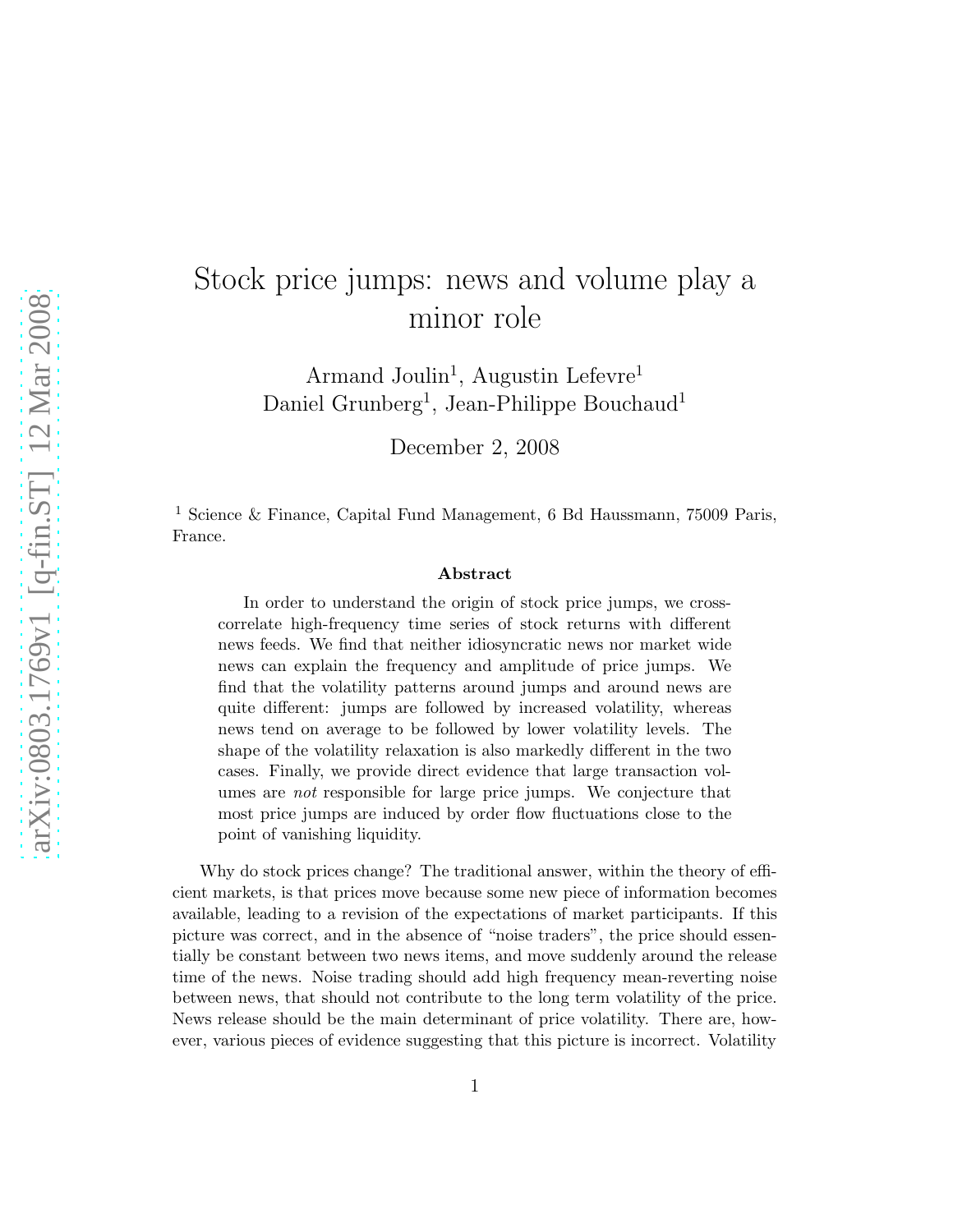# Stock price jumps: news and volume play a minor role

Armand Joulin[1], Augustin Lefevre[1]
Daniel Grunberg[1], Jean-Philippe Bouchaud[1]

December 2, 2008

[1] Science & Finance, Capital Fund Management, 6 Bd Haussmann, 75009 Paris, France.

**Abstract**

In order to understand the origin of stock price jumps, we cross-correlate high-frequency time series of stock returns with different news feeds. We find that neither idiosyncratic news nor market wide news can explain the frequency and amplitude of price jumps. We find that the volatility patterns around jumps and around news are quite different: jumps are followed by increased volatility, whereas news tend on average to be followed by lower volatility levels. The shape of the volatility relaxation is also markedly different in the two cases. Finally, we provide direct evidence that large transaction volumes are *not* responsible for large price jumps. We conjecture that most price jumps are induced by order flow fluctuations close to the point of vanishing liquidity.

Why do stock prices change? The traditional answer, within the theory of efficient markets, is that prices move because some new piece of information becomes available, leading to a revision of the expectations of market participants. If this picture was correct, and in the absence of "noise traders", the price should essentially be constant between two news items, and move suddenly around the release time of the news. Noise trading should add high frequency mean-reverting noise between news, that should not contribute to the long term volatility of the price. News release should be the main determinant of price volatility. There are, however, various pieces of evidence suggesting that this picture is incorrect. Volatility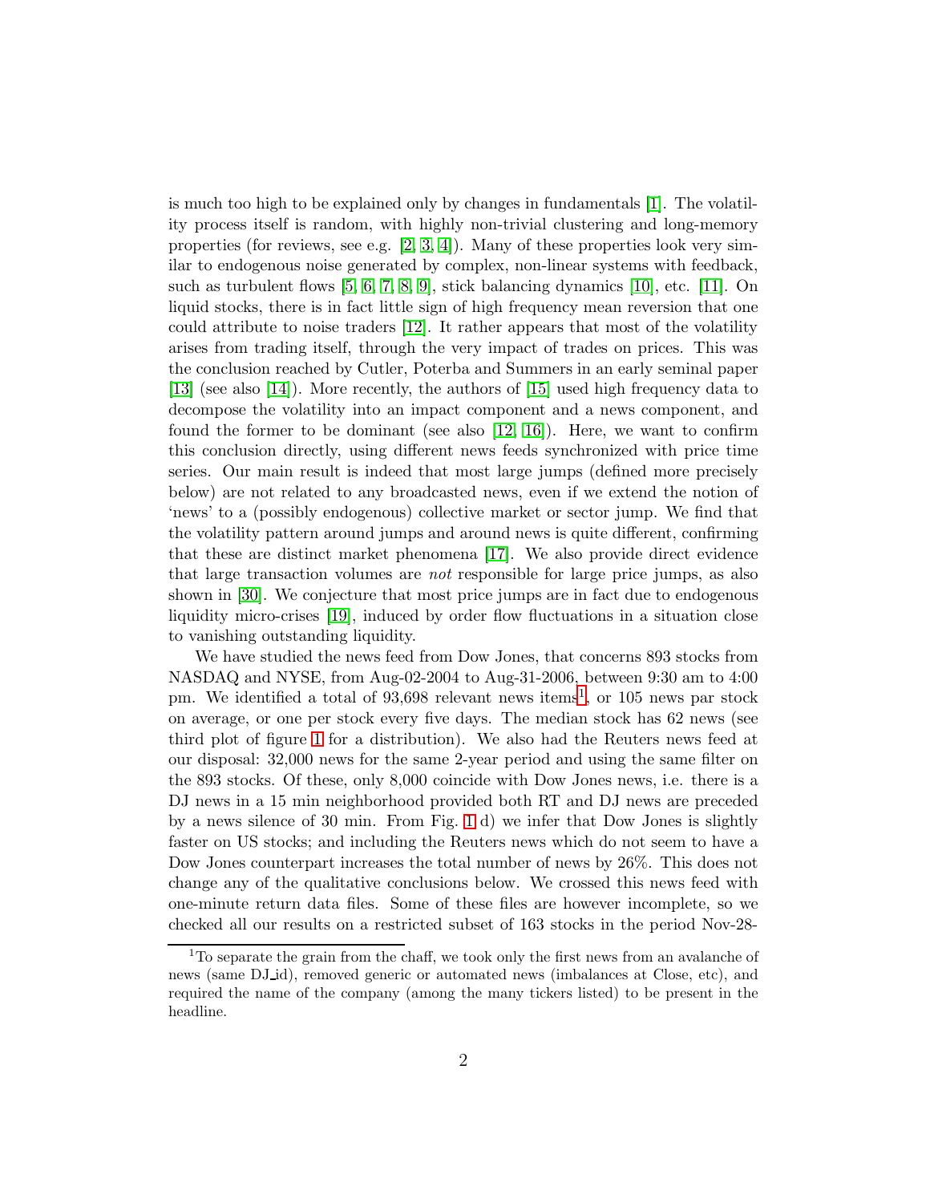is much too high to be explained only by changes in fundamentals [1]. The volatility process itself is random, with highly non-trivial clustering and long-memory properties (for reviews, see e.g. [2, 3, 4]). Many of these properties look very similar to endogenous noise generated by complex, non-linear systems with feedback, such as turbulent flows [5, 6, 7, 8, 9], stick balancing dynamics [10], etc. [11]. On liquid stocks, there is in fact little sign of high frequency mean reversion that one could attribute to noise traders [12]. It rather appears that most of the volatility arises from trading itself, through the very impact of trades on prices. This was the conclusion reached by Cutler, Poterba and Summers in an early seminal paper [13] (see also [14]). More recently, the authors of [15] used high frequency data to decompose the volatility into an impact component and a news component, and found the former to be dominant (see also [12, 16]). Here, we want to confirm this conclusion directly, using different news feeds synchronized with price time series. Our main result is indeed that most large jumps (defined more precisely below) are not related to any broadcasted news, even if we extend the notion of 'news' to a (possibly endogenous) collective market or sector jump. We find that the volatility pattern around jumps and around news is quite different, confirming that these are distinct market phenomena [17]. We also provide direct evidence that large transaction volumes are *not* responsible for large price jumps, as also shown in [30]. We conjecture that most price jumps are in fact due to endogenous liquidity micro-crises [19], induced by order flow fluctuations in a situation close to vanishing outstanding liquidity.

We have studied the news feed from Dow Jones, that concerns 893 stocks from NASDAQ and NYSE, from Aug-02-2004 to Aug-31-2006, between 9:30 am to 4:00 pm. We identified a total of 93,698 relevant news items[1], or 105 news par stock on average, or one per stock every five days. The median stock has 62 news (see third plot of figure 1 for a distribution). We also had the Reuters news feed at our disposal: 32,000 news for the same 2-year period and using the same filter on the 893 stocks. Of these, only 8,000 coincide with Dow Jones news, i.e. there is a DJ news in a 15 min neighborhood provided both RT and DJ news are preceded by a news silence of 30 min. From Fig. 1 d) we infer that Dow Jones is slightly faster on US stocks; and including the Reuters news which do not seem to have a Dow Jones counterpart increases the total number of news by 26%. This does not change any of the qualitative conclusions below. We crossed this news feed with one-minute return data files. Some of these files are however incomplete, so we checked all our results on a restricted subset of 163 stocks in the period Nov-28-

[1] To separate the grain from the chaff, we took only the first news from an avalanche of news (same DJ_id), removed generic or automated news (imbalances at Close, etc), and required the name of the company (among the many tickers listed) to be present in the headline.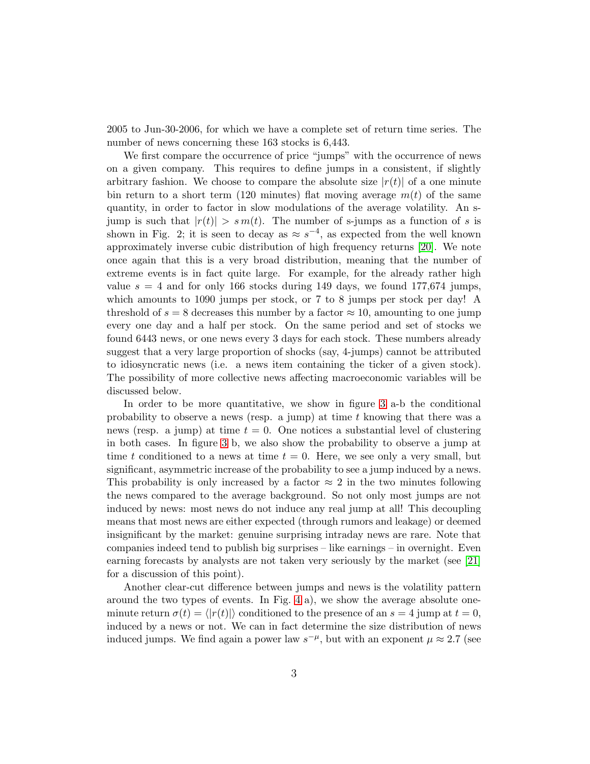2005 to Jun-30-2006, for which we have a complete set of return time series. The number of news concerning these 163 stocks is 6,443.

We first compare the occurrence of price "jumps" with the occurrence of news on a given company. This requires to define jumps in a consistent, if slightly arbitrary fashion. We choose to compare the absolute size $|r(t)|$ of a one minute bin return to a short term (120 minutes) flat moving average $m(t)$ of the same quantity, in order to factor in slow modulations of the average volatility. An s-jump is such that $|r(t)| > s\,m(t)$. The number of s-jumps as a function of $s$ is shown in Fig. 2; it is seen to decay as $\approx s^{-4}$, as expected from the well known approximately inverse cubic distribution of high frequency returns [20]. We note once again that this is a very broad distribution, meaning that the number of extreme events is in fact quite large. For example, for the already rather high value $s = 4$ and for only 166 stocks during 149 days, we found 177,674 jumps, which amounts to 1090 jumps per stock, or 7 to 8 jumps per stock per day! A threshold of $s = 8$ decreases this number by a factor $\approx 10$, amounting to one jump every one day and a half per stock. On the same period and set of stocks we found 6443 news, or one news every 3 days for each stock. These numbers already suggest that a very large proportion of shocks (say, 4-jumps) cannot be attributed to idiosyncratic news (i.e. a news item containing the ticker of a given stock). The possibility of more collective news affecting macroeconomic variables will be discussed below.

In order to be more quantitative, we show in figure 3 a-b the conditional probability to observe a news (resp. a jump) at time $t$ knowing that there was a news (resp. a jump) at time $t = 0$. One notices a substantial level of clustering in both cases. In figure 3 b, we also show the probability to observe a jump at time $t$ conditioned to a news at time $t = 0$. Here, we see only a very small, but significant, asymmetric increase of the probability to see a jump induced by a news. This probability is only increased by a factor $\approx 2$ in the two minutes following the news compared to the average background. So not only most jumps are not induced by news: most news do not induce any real jump at all! This decoupling means that most news are either expected (through rumors and leakage) or deemed insignificant by the market: genuine surprising intraday news are rare. Note that companies indeed tend to publish big surprises – like earnings – in overnight. Even earning forecasts by analysts are not taken very seriously by the market (see [21] for a discussion of this point).

Another clear-cut difference between jumps and news is the volatility pattern around the two types of events. In Fig. 4 a), we show the average absolute one-minute return $\sigma(t) = \langle |r(t)| \rangle$ conditioned to the presence of an $s = 4$ jump at $t = 0$, induced by a news or not. We can in fact determine the size distribution of news induced jumps. We find again a power law $s^{-\mu}$, but with an exponent $\mu \approx 2.7$ (see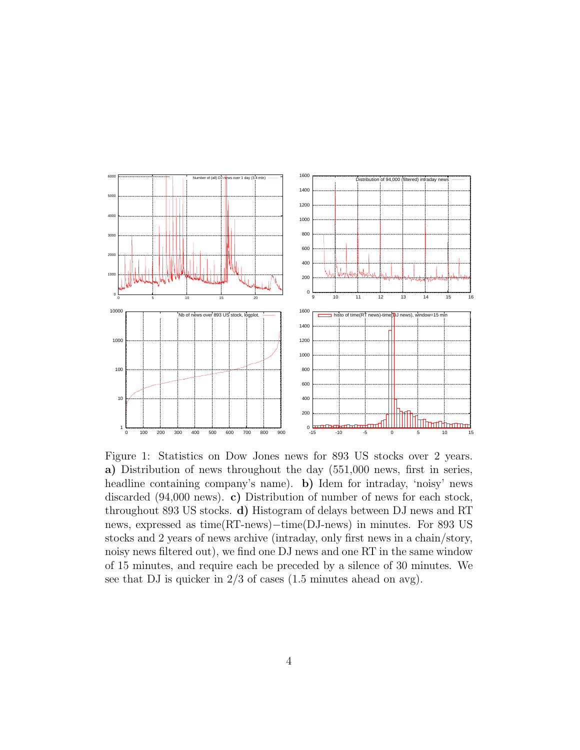Figure 1: Statistics on Dow Jones news for 893 US stocks over 2 years. **a)** Distribution of news throughout the day (551,000 news, first in series, headline containing company's name). **b)** Idem for intraday, 'noisy' news discarded (94,000 news). **c)** Distribution of number of news for each stock, throughout 893 US stocks. **d)** Histogram of delays between DJ news and RT news, expressed as time(RT-news)−time(DJ-news) in minutes. For 893 US stocks and 2 years of news archive (intraday, only first news in a chain/story, noisy news filtered out), we find one DJ news and one RT in the same window of 15 minutes, and require each be preceded by a silence of 30 minutes. We see that DJ is quicker in 2/3 of cases (1.5 minutes ahead on avg).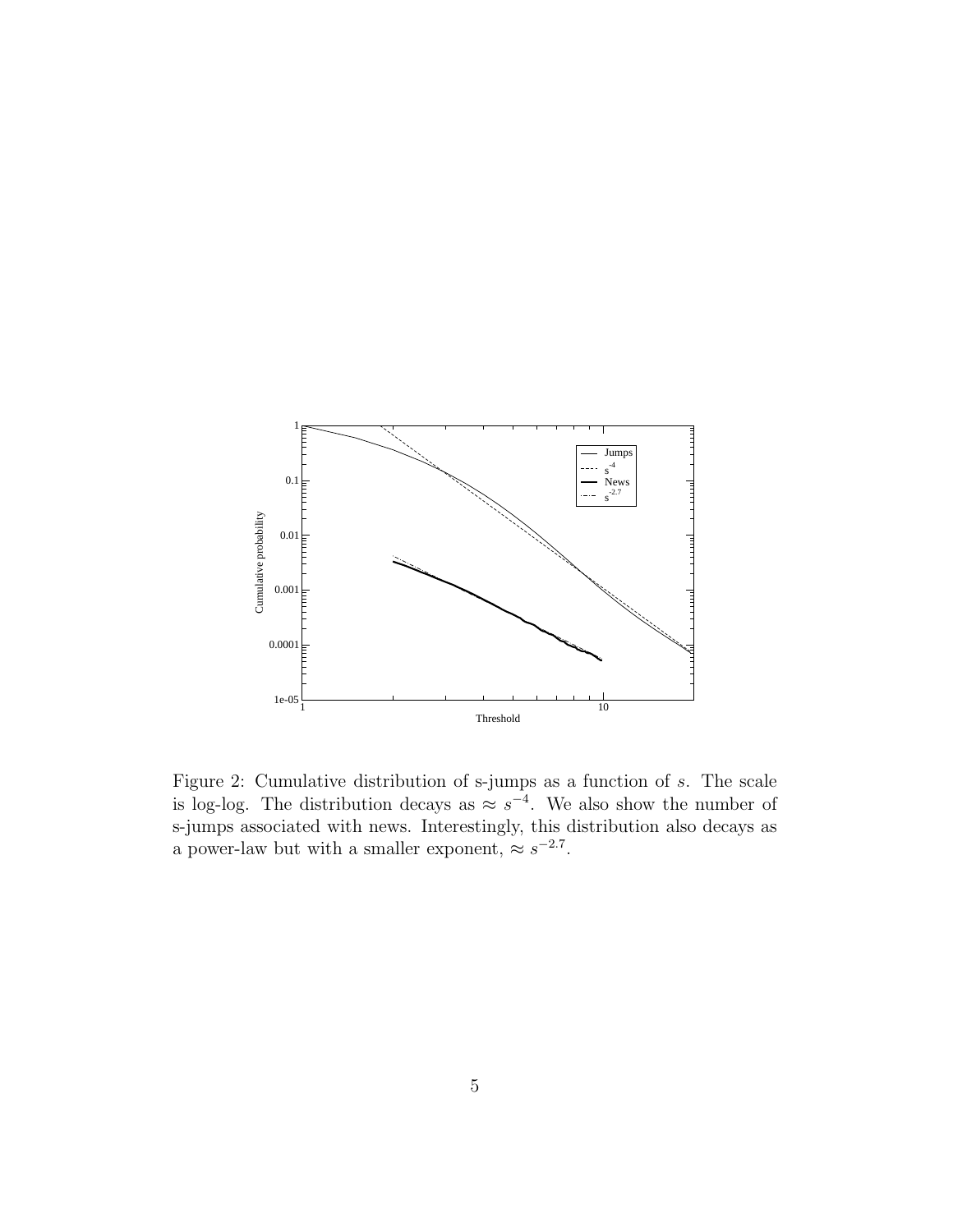Figure 2: Cumulative distribution of s-jumps as a function of $s$. The scale is log-log. The distribution decays as $\approx s^{-4}$. We also show the number of s-jumps associated with news. Interestingly, this distribution also decays as a power-law but with a smaller exponent, $\approx s^{-2.7}$.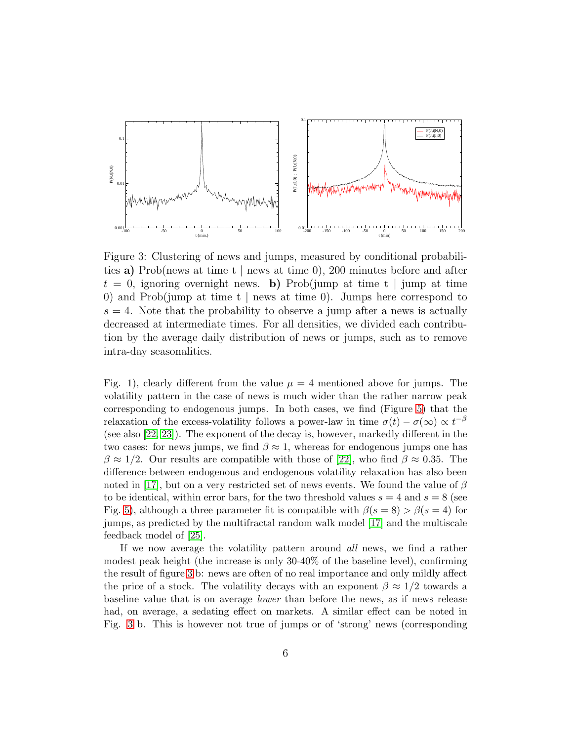Figure 3: Clustering of news and jumps, measured by conditional probabilities **a)** Prob(news at time t | news at time 0), 200 minutes before and after $t = 0$, ignoring overnight news. **b)** Prob(jump at time t | jump at time 0) and Prob(jump at time t | news at time 0). Jumps here correspond to $s = 4$. Note that the probability to observe a jump after a news is actually decreased at intermediate times. For all densities, we divided each contribution by the average daily distribution of news or jumps, such as to remove intra-day seasonalities.

Fig. 1), clearly different from the value $\mu = 4$ mentioned above for jumps. The volatility pattern in the case of news is much wider than the rather narrow peak corresponding to endogenous jumps. In both cases, we find (Figure 5) that the relaxation of the excess-volatility follows a power-law in time $\sigma(t) - \sigma(\infty) \propto t^{-\beta}$ (see also [22, 23]). The exponent of the decay is, however, markedly different in the two cases: for news jumps, we find $\beta \approx 1$, whereas for endogenous jumps one has $\beta \approx 1/2$. Our results are compatible with those of [22], who find $\beta \approx 0.35$. The difference between endogenous and endogenous volatility relaxation has also been noted in [17], but on a very restricted set of news events. We found the value of $\beta$ to be identical, within error bars, for the two threshold values $s = 4$ and $s = 8$ (see Fig. 5), although a three parameter fit is compatible with $\beta(s = 8) > \beta(s = 4)$ for jumps, as predicted by the multifractal random walk model [17] and the multiscale feedback model of [25].

If we now average the volatility pattern around *all* news, we find a rather modest peak height (the increase is only 30-40% of the baseline level), confirming the result of figure 3b: news are often of no real importance and only mildly affect the price of a stock. The volatility decays with an exponent $\beta \approx 1/2$ towards a baseline value that is on average *lower* than before the news, as if news release had, on average, a sedating effect on markets. A similar effect can be noted in Fig. 3 b. This is however not true of jumps or of 'strong' news (corresponding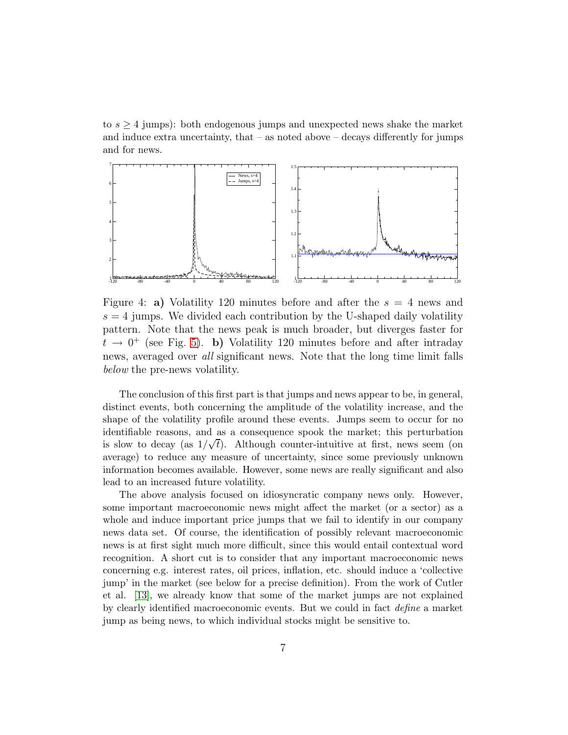to $s \geq 4$ jumps): both endogenous jumps and unexpected news shake the market and induce extra uncertainty, that – as noted above – decays differently for jumps and for news.

Figure 4: **a)** Volatility 120 minutes before and after the $s = 4$ news and $s = 4$ jumps. We divided each contribution by the U-shaped daily volatility pattern. Note that the news peak is much broader, but diverges faster for $t \to 0^+$ (see Fig. 5). **b)** Volatility 120 minutes before and after intraday news, averaged over *all* significant news. Note that the long time limit falls *below* the pre-news volatility.

The conclusion of this first part is that jumps and news appear to be, in general, distinct events, both concerning the amplitude of the volatility increase, and the shape of the volatility profile around these events. Jumps seem to occur for no identifiable reasons, and as a consequence spook the market; this perturbation is slow to decay (as $1/\sqrt{t}$). Although counter-intuitive at first, news seem (on average) to reduce any measure of uncertainty, since some previously unknown information becomes available. However, some news are really significant and also lead to an increased future volatility.

The above analysis focused on idiosyncratic company news only. However, some important macroeconomic news might affect the market (or a sector) as a whole and induce important price jumps that we fail to identify in our company news data set. Of course, the identification of possibly relevant macroeconomic news is at first sight much more difficult, since this would entail contextual word recognition. A short cut is to consider that any important macroeconomic news concerning e.g. interest rates, oil prices, inflation, etc. should induce a 'collective jump' in the market (see below for a precise definition). From the work of Cutler et al. [13], we already know that some of the market jumps are not explained by clearly identified macroeconomic events. But we could in fact *define* a market jump as being news, to which individual stocks might be sensitive to.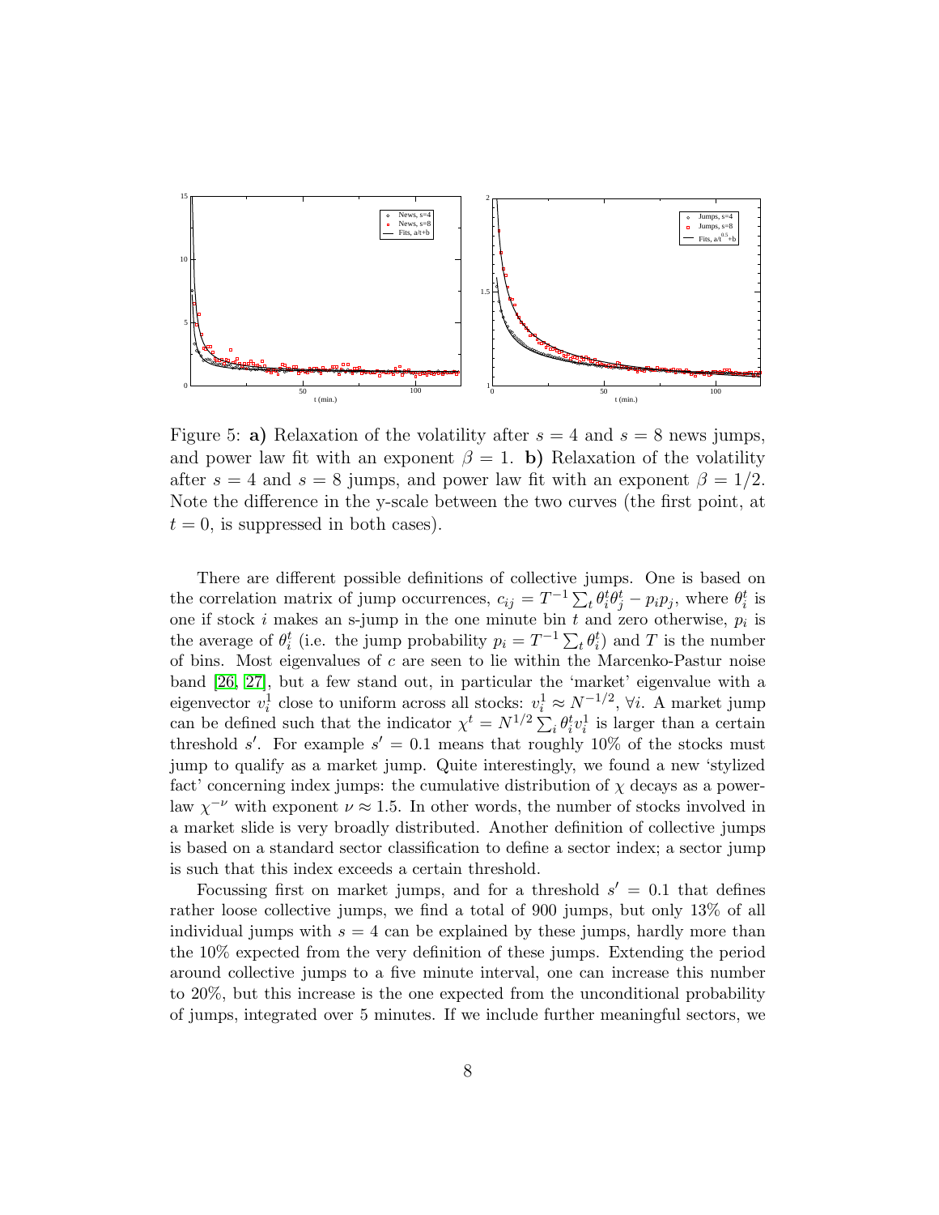Figure 5: **a)** Relaxation of the volatility after $s = 4$ and $s = 8$ news jumps, and power law fit with an exponent $\beta = 1$. **b)** Relaxation of the volatility after $s = 4$ and $s = 8$ jumps, and power law fit with an exponent $\beta = 1/2$. Note the difference in the y-scale between the two curves (the first point, at $t = 0$, is suppressed in both cases).

There are different possible definitions of collective jumps. One is based on the correlation matrix of jump occurrences, $c_{ij} = T^{-1} \sum_t \theta_i^t \theta_j^t - p_i p_j$, where $\theta_i^t$ is one if stock $i$ makes an s-jump in the one minute bin $t$ and zero otherwise, $p_i$ is the average of $\theta_i^t$ (i.e. the jump probability $p_i = T^{-1} \sum_t \theta_i^t$) and $T$ is the number of bins. Most eigenvalues of $c$ are seen to lie within the Marcenko-Pastur noise band [26, 27], but a few stand out, in particular the 'market' eigenvalue with a eigenvector $v_i^1$ close to uniform across all stocks: $v_i^1 \approx N^{-1/2}$, $\forall i$. A market jump can be defined such that the indicator $\chi^t = N^{1/2} \sum_i \theta_i^t v_i^1$ is larger than a certain threshold $s'$. For example $s' = 0.1$ means that roughly 10% of the stocks must jump to qualify as a market jump. Quite interestingly, we found a new 'stylized fact' concerning index jumps: the cumulative distribution of $\chi$ decays as a power-law $\chi^{-\nu}$ with exponent $\nu \approx 1.5$. In other words, the number of stocks involved in a market slide is very broadly distributed. Another definition of collective jumps is based on a standard sector classification to define a sector index; a sector jump is such that this index exceeds a certain threshold.

Focussing first on market jumps, and for a threshold $s' = 0.1$ that defines rather loose collective jumps, we find a total of 900 jumps, but only 13% of all individual jumps with $s = 4$ can be explained by these jumps, hardly more than the 10% expected from the very definition of these jumps. Extending the period around collective jumps to a five minute interval, one can increase this number to 20%, but this increase is the one expected from the unconditional probability of jumps, integrated over 5 minutes. If we include further meaningful sectors, we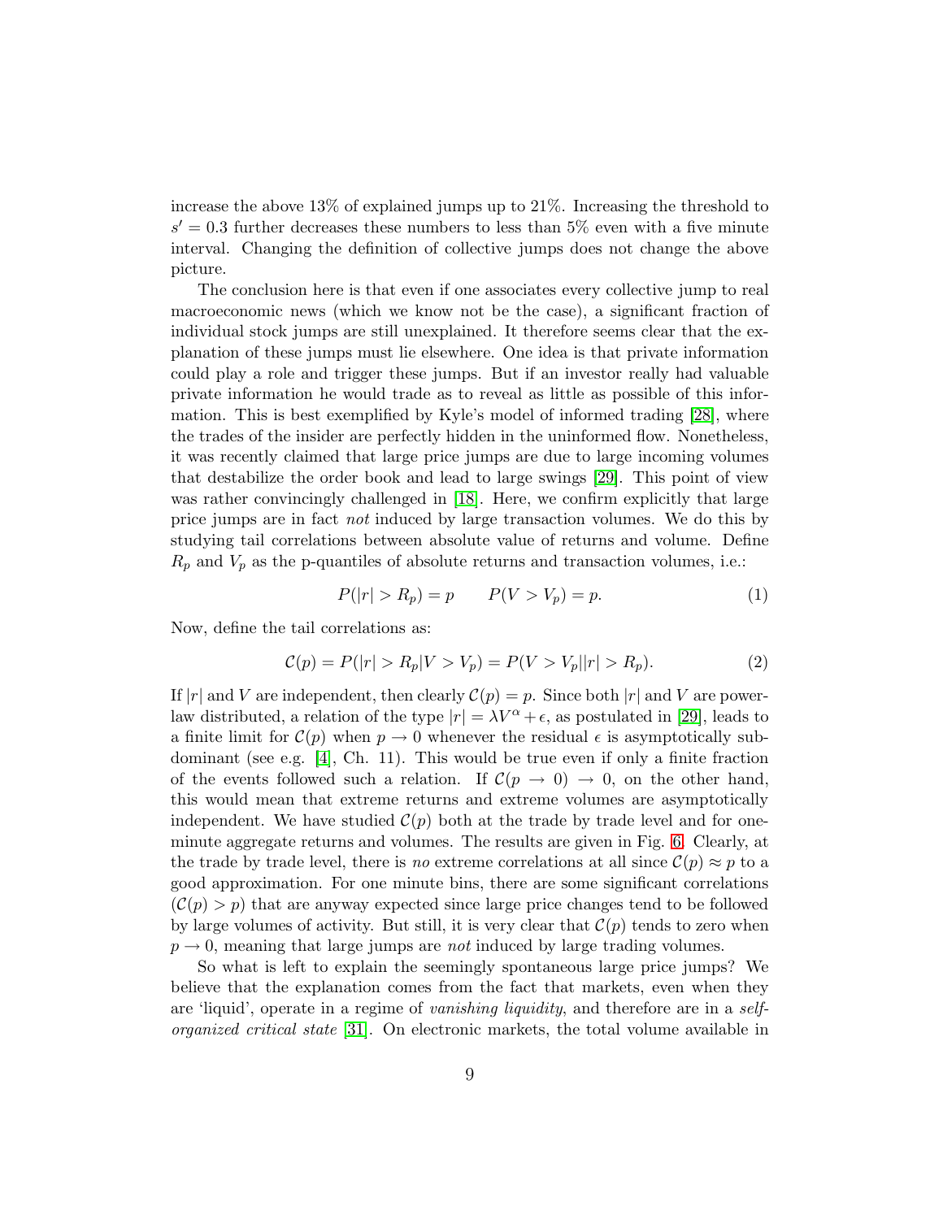increase the above 13% of explained jumps up to 21%. Increasing the threshold to $s' = 0.3$ further decreases these numbers to less than 5% even with a five minute interval. Changing the definition of collective jumps does not change the above picture.

The conclusion here is that even if one associates every collective jump to real macroeconomic news (which we know not be the case), a significant fraction of individual stock jumps are still unexplained. It therefore seems clear that the explanation of these jumps must lie elsewhere. One idea is that private information could play a role and trigger these jumps. But if an investor really had valuable private information he would trade as to reveal as little as possible of this information. This is best exemplified by Kyle's model of informed trading [28], where the trades of the insider are perfectly hidden in the uninformed flow. Nonetheless, it was recently claimed that large price jumps are due to large incoming volumes that destabilize the order book and lead to large swings [29]. This point of view was rather convincingly challenged in [18]. Here, we confirm explicitly that large price jumps are in fact *not* induced by large transaction volumes. We do this by studying tail correlations between absolute value of returns and volume. Define $R_p$ and $V_p$ as the p-quantiles of absolute returns and transaction volumes, i.e.:

$$P(|r| > R_p) = p \qquad P(V > V_p) = p. \tag{1}$$

Now, define the tail correlations as:

$$\mathcal{C}(p) = P(|r| > R_p | V > V_p) = P(V > V_p | |r| > R_p). \tag{2}$$

If $|r|$ and $V$ are independent, then clearly $\mathcal{C}(p) = p$. Since both $|r|$ and $V$ are power-law distributed, a relation of the type $|r| = \lambda V^\alpha + \epsilon$, as postulated in [29], leads to a finite limit for $\mathcal{C}(p)$ when $p \to 0$ whenever the residual $\epsilon$ is asymptotically sub-dominant (see e.g. [4], Ch. 11). This would be true even if only a finite fraction of the events followed such a relation. If $\mathcal{C}(p \to 0) \to 0$, on the other hand, this would mean that extreme returns and extreme volumes are asymptotically independent. We have studied $\mathcal{C}(p)$ both at the trade by trade level and for one-minute aggregate returns and volumes. The results are given in Fig. 6. Clearly, at the trade by trade level, there is *no* extreme correlations at all since $\mathcal{C}(p) \approx p$ to a good approximation. For one minute bins, there are some significant correlations ($\mathcal{C}(p) > p$) that are anyway expected since large price changes tend to be followed by large volumes of activity. But still, it is very clear that $\mathcal{C}(p)$ tends to zero when $p \to 0$, meaning that large jumps are *not* induced by large trading volumes.

So what is left to explain the seemingly spontaneous large price jumps? We believe that the explanation comes from the fact that markets, even when they are 'liquid', operate in a regime of *vanishing liquidity*, and therefore are in a *self-organized critical state* [31]. On electronic markets, the total volume available in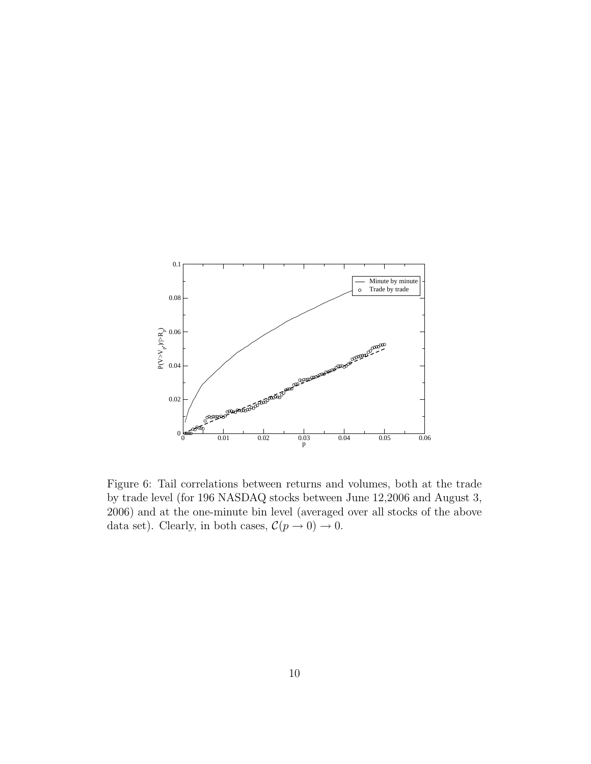Figure 6: Tail correlations between returns and volumes, both at the trade by trade level (for 196 NASDAQ stocks between June 12,2006 and August 3, 2006) and at the one-minute bin level (averaged over all stocks of the above data set). Clearly, in both cases, $\mathcal{C}(p \to 0) \to 0$.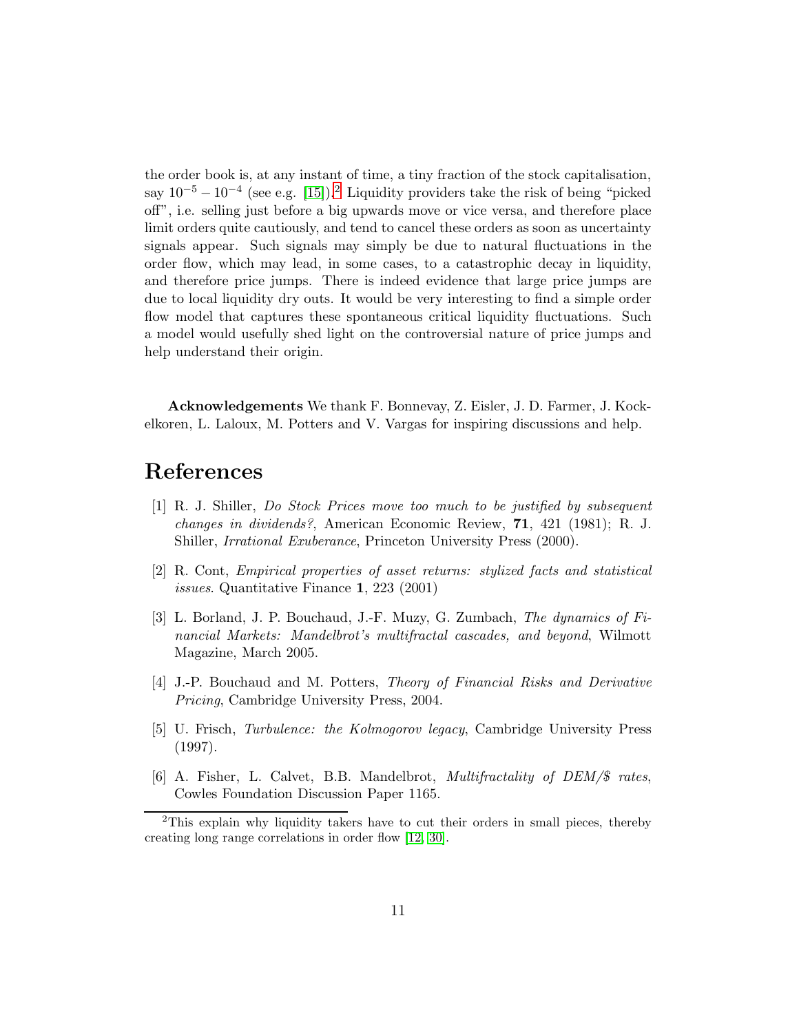the order book is, at any instant of time, a tiny fraction of the stock capitalisation, say $10^{-5} - 10^{-4}$ (see e.g. [15]).[2] Liquidity providers take the risk of being "picked off", i.e. selling just before a big upwards move or vice versa, and therefore place limit orders quite cautiously, and tend to cancel these orders as soon as uncertainty signals appear. Such signals may simply be due to natural fluctuations in the order flow, which may lead, in some cases, to a catastrophic decay in liquidity, and therefore price jumps. There is indeed evidence that large price jumps are due to local liquidity dry outs. It would be very interesting to find a simple order flow model that captures these spontaneous critical liquidity fluctuations. Such a model would usefully shed light on the controversial nature of price jumps and help understand their origin.

**Acknowledgements** We thank F. Bonnevay, Z. Eisler, J. D. Farmer, J. Kockelkoren, L. Laloux, M. Potters and V. Vargas for inspiring discussions and help.

# References

[1] R. J. Shiller, *Do Stock Prices move too much to be justified by subsequent changes in dividends?*, American Economic Review, **71**, 421 (1981); R. J. Shiller, *Irrational Exuberance*, Princeton University Press (2000).

[2] R. Cont, *Empirical properties of asset returns: stylized facts and statistical issues*. Quantitative Finance **1**, 223 (2001)

[3] L. Borland, J. P. Bouchaud, J.-F. Muzy, G. Zumbach, *The dynamics of Financial Markets: Mandelbrot's multifractal cascades, and beyond*, Wilmott Magazine, March 2005.

[4] J.-P. Bouchaud and M. Potters, *Theory of Financial Risks and Derivative Pricing*, Cambridge University Press, 2004.

[5] U. Frisch, *Turbulence: the Kolmogorov legacy*, Cambridge University Press (1997).

[6] A. Fisher, L. Calvet, B.B. Mandelbrot, *Multifractality of DEM/$ rates*, Cowles Foundation Discussion Paper 1165.

---

[2] This explain why liquidity takers have to cut their orders in small pieces, thereby creating long range correlations in order flow [12, 30].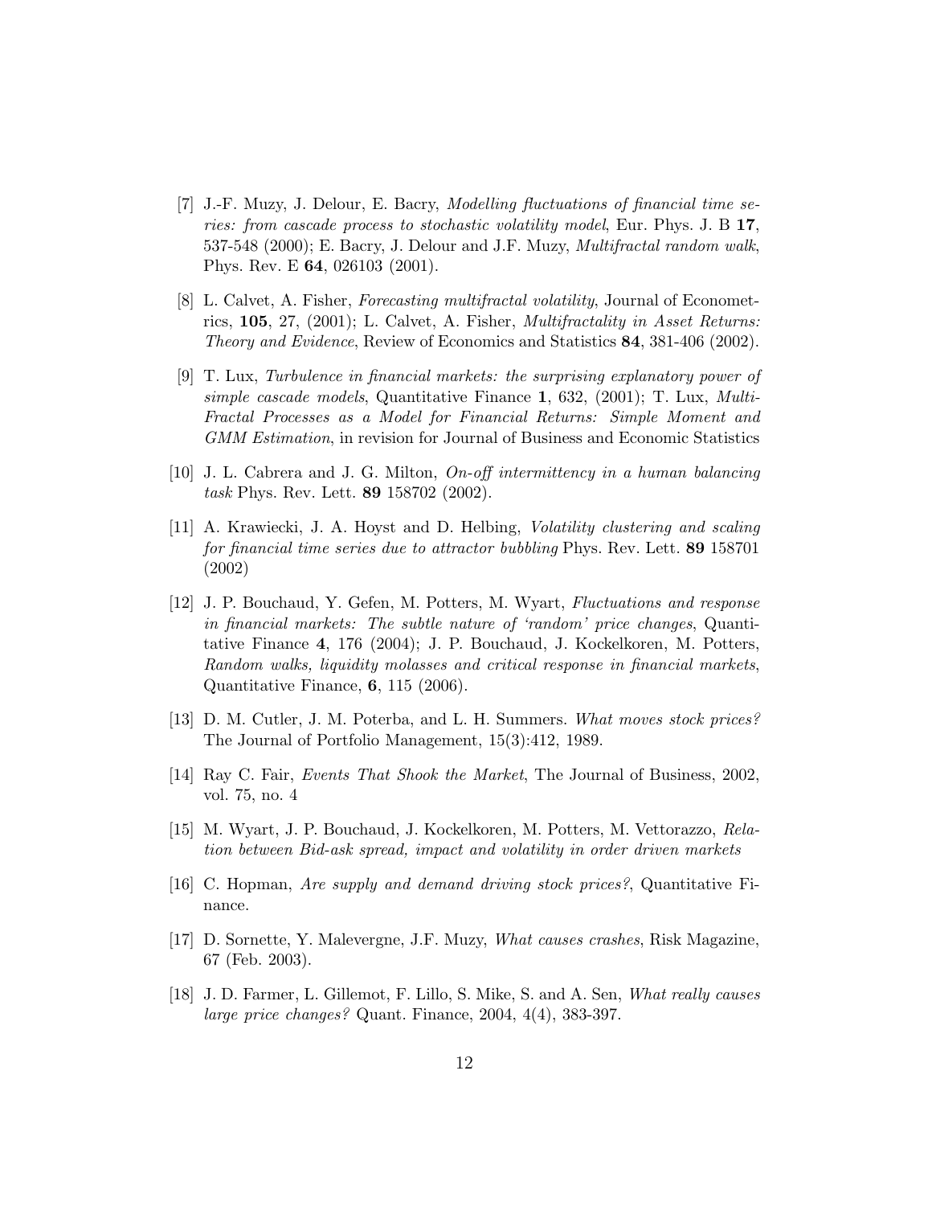[7] J.-F. Muzy, J. Delour, E. Bacry, *Modelling fluctuations of financial time series: from cascade process to stochastic volatility model*, Eur. Phys. J. B **17**, 537-548 (2000); E. Bacry, J. Delour and J.F. Muzy, *Multifractal random walk*, Phys. Rev. E **64**, 026103 (2001).

[8] L. Calvet, A. Fisher, *Forecasting multifractal volatility*, Journal of Econometrics, **105**, 27, (2001); L. Calvet, A. Fisher, *Multifractality in Asset Returns: Theory and Evidence*, Review of Economics and Statistics **84**, 381-406 (2002).

[9] T. Lux, *Turbulence in financial markets: the surprising explanatory power of simple cascade models*, Quantitative Finance **1**, 632, (2001); T. Lux, *Multi-Fractal Processes as a Model for Financial Returns: Simple Moment and GMM Estimation*, in revision for Journal of Business and Economic Statistics

[10] J. L. Cabrera and J. G. Milton, *On-off intermittency in a human balancing task* Phys. Rev. Lett. **89** 158702 (2002).

[11] A. Krawiecki, J. A. Hoyst and D. Helbing, *Volatility clustering and scaling for financial time series due to attractor bubbling* Phys. Rev. Lett. **89** 158701 (2002)

[12] J. P. Bouchaud, Y. Gefen, M. Potters, M. Wyart, *Fluctuations and response in financial markets: The subtle nature of 'random' price changes*, Quantitative Finance **4**, 176 (2004); J. P. Bouchaud, J. Kockelkoren, M. Potters, *Random walks, liquidity molasses and critical response in financial markets*, Quantitative Finance, **6**, 115 (2006).

[13] D. M. Cutler, J. M. Poterba, and L. H. Summers. *What moves stock prices?* The Journal of Portfolio Management, 15(3):412, 1989.

[14] Ray C. Fair, *Events That Shook the Market*, The Journal of Business, 2002, vol. 75, no. 4

[15] M. Wyart, J. P. Bouchaud, J. Kockelkoren, M. Potters, M. Vettorazzo, *Relation between Bid-ask spread, impact and volatility in order driven markets*

[16] C. Hopman, *Are supply and demand driving stock prices?*, Quantitative Finance.

[17] D. Sornette, Y. Malevergne, J.F. Muzy, *What causes crashes*, Risk Magazine, 67 (Feb. 2003).

[18] J. D. Farmer, L. Gillemot, F. Lillo, S. Mike, S. and A. Sen, *What really causes large price changes?* Quant. Finance, 2004, 4(4), 383-397.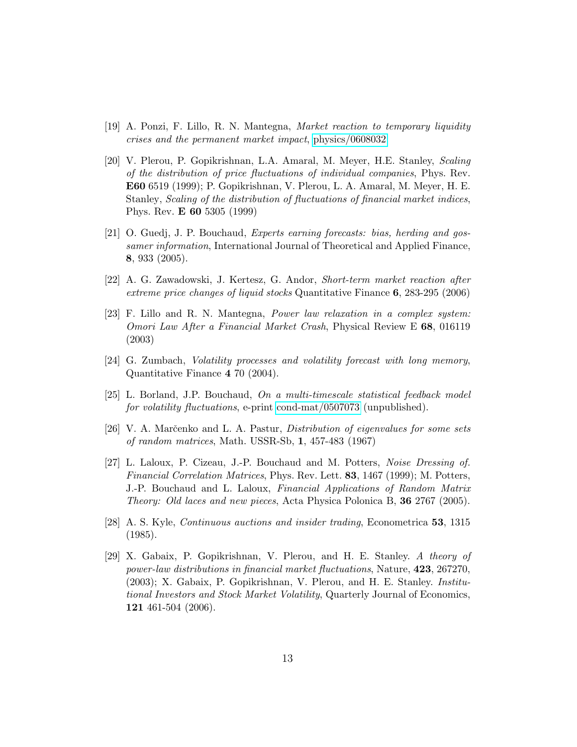[19] A. Ponzi, F. Lillo, R. N. Mantegna, *Market reaction to temporary liquidity crises and the permanent market impact*, physics/0608032

[20] V. Plerou, P. Gopikrishnan, L.A. Amaral, M. Meyer, H.E. Stanley, *Scaling of the distribution of price fluctuations of individual companies*, Phys. Rev. **E60** 6519 (1999); P. Gopikrishnan, V. Plerou, L. A. Amaral, M. Meyer, H. E. Stanley, *Scaling of the distribution of fluctuations of financial market indices*, Phys. Rev. **E 60** 5305 (1999)

[21] O. Guedj, J. P. Bouchaud, *Experts earning forecasts: bias, herding and gossamer information*, International Journal of Theoretical and Applied Finance, **8**, 933 (2005).

[22] A. G. Zawadowski, J. Kertesz, G. Andor, *Short-term market reaction after extreme price changes of liquid stocks* Quantitative Finance **6**, 283-295 (2006)

[23] F. Lillo and R. N. Mantegna, *Power law relaxation in a complex system: Omori Law After a Financial Market Crash*, Physical Review E **68**, 016119 (2003)

[24] G. Zumbach, *Volatility processes and volatility forecast with long memory*, Quantitative Finance **4** 70 (2004).

[25] L. Borland, J.P. Bouchaud, *On a multi-timescale statistical feedback model for volatility fluctuations*, e-print cond-mat/0507073 (unpublished).

[26] V. A. Marčenko and L. A. Pastur, *Distribution of eigenvalues for some sets of random matrices*, Math. USSR-Sb, **1**, 457-483 (1967)

[27] L. Laloux, P. Cizeau, J.-P. Bouchaud and M. Potters, *Noise Dressing of. Financial Correlation Matrices*, Phys. Rev. Lett. **83**, 1467 (1999); M. Potters, J.-P. Bouchaud and L. Laloux, *Financial Applications of Random Matrix Theory: Old laces and new pieces*, Acta Physica Polonica B, **36** 2767 (2005).

[28] A. S. Kyle, *Continuous auctions and insider trading*, Econometrica **53**, 1315 (1985).

[29] X. Gabaix, P. Gopikrishnan, V. Plerou, and H. E. Stanley. *A theory of power-law distributions in financial market fluctuations*, Nature, **423**, 267270, (2003); X. Gabaix, P. Gopikrishnan, V. Plerou, and H. E. Stanley. *Institutional Investors and Stock Market Volatility*, Quarterly Journal of Economics, **121** 461-504 (2006).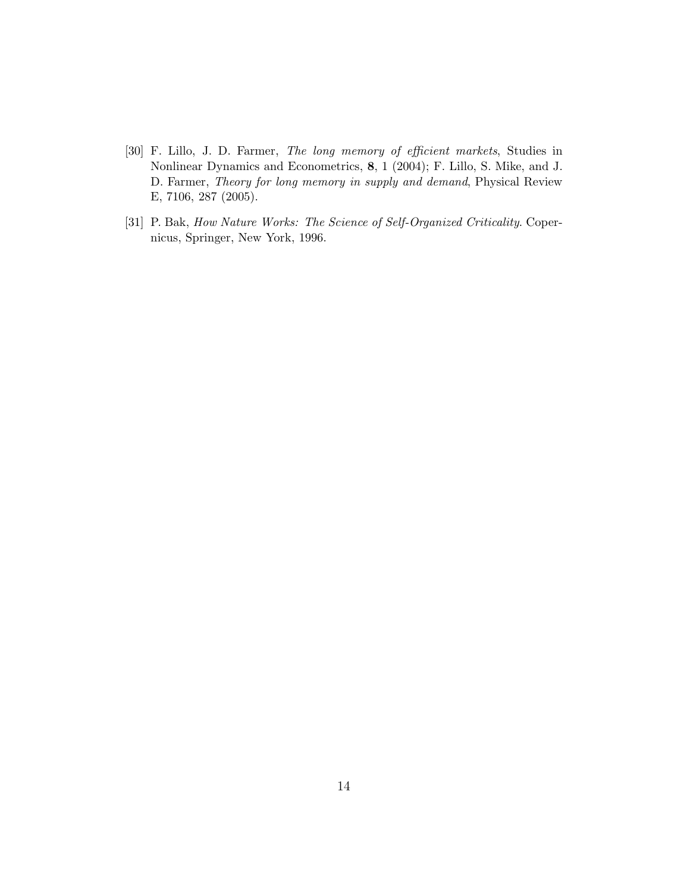[30] F. Lillo, J. D. Farmer, *The long memory of efficient markets*, Studies in Nonlinear Dynamics and Econometrics, **8**, 1 (2004); F. Lillo, S. Mike, and J. D. Farmer, *Theory for long memory in supply and demand*, Physical Review E, 7106, 287 (2005).

[31] P. Bak, *How Nature Works: The Science of Self-Organized Criticality*. Copernicus, Springer, New York, 1996.